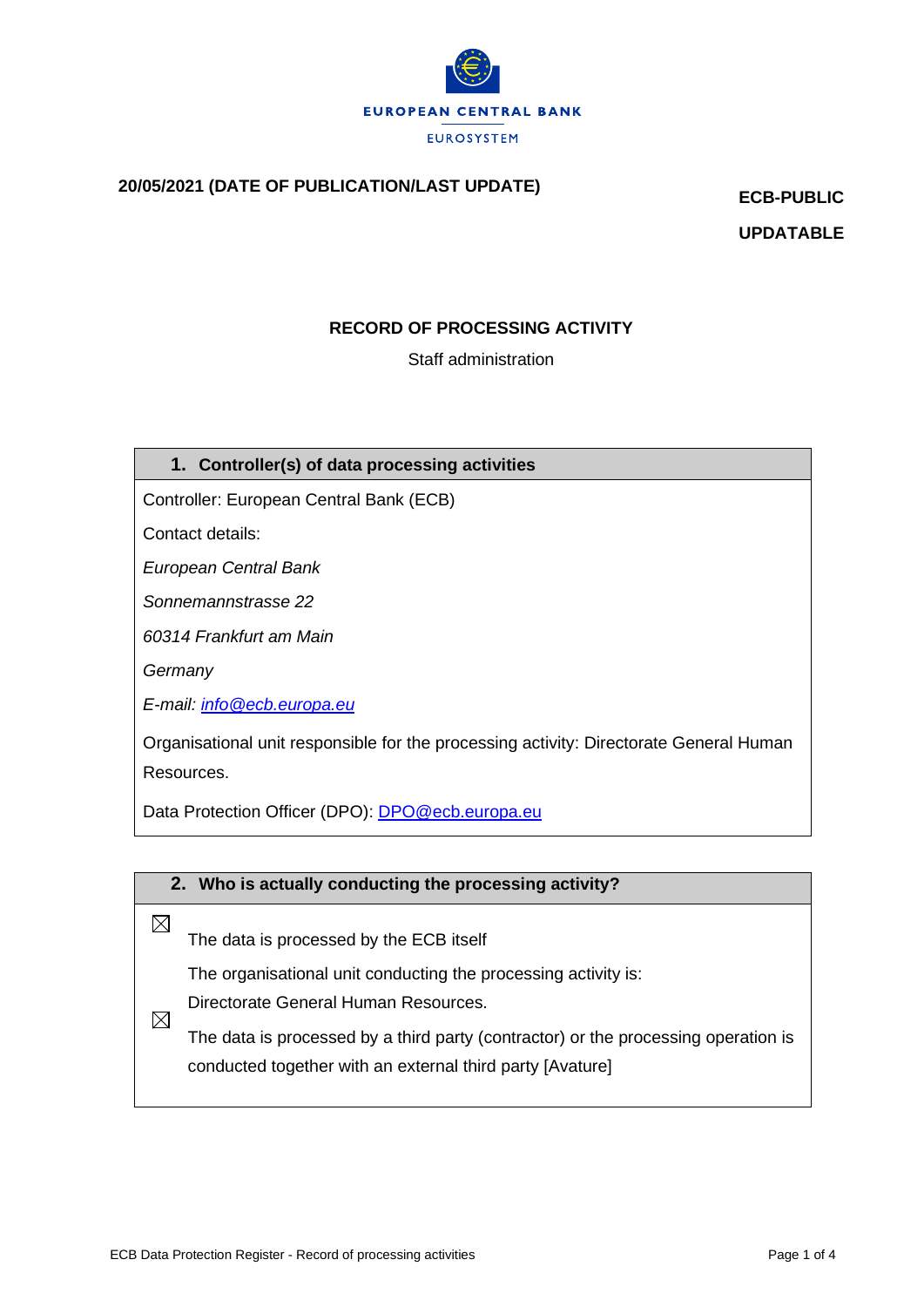EUROPEAN CENTRAL BANK

EUROSYSTEM

**20/05/2021 (DATE OF PUBLICATION/LAST UPDATE)**

**ECB-PUBLIC**

**UPDATABLE**

# RECORD OF PROCESSING ACTIVITY

Staff administration

## 1. Controller(s) of data processing activities

Controller: European Central Bank (ECB)

Contact details:

*European Central Bank*

*Sonnemannstrasse 22*

*60314 Frankfurt am Main*

*Germany*

*E-mail: info@ecb.europa.eu*

Organisational unit responsible for the processing activity: Directorate General Human Resources.

Data Protection Officer (DPO): DPO@ecb.europa.eu

## 2. Who is actually conducting the processing activity?

☒ The data is processed by the ECB itself

The organisational unit conducting the processing activity is:
Directorate General Human Resources.

☒ The data is processed by a third party (contractor) or the processing operation is conducted together with an external third party [Avature]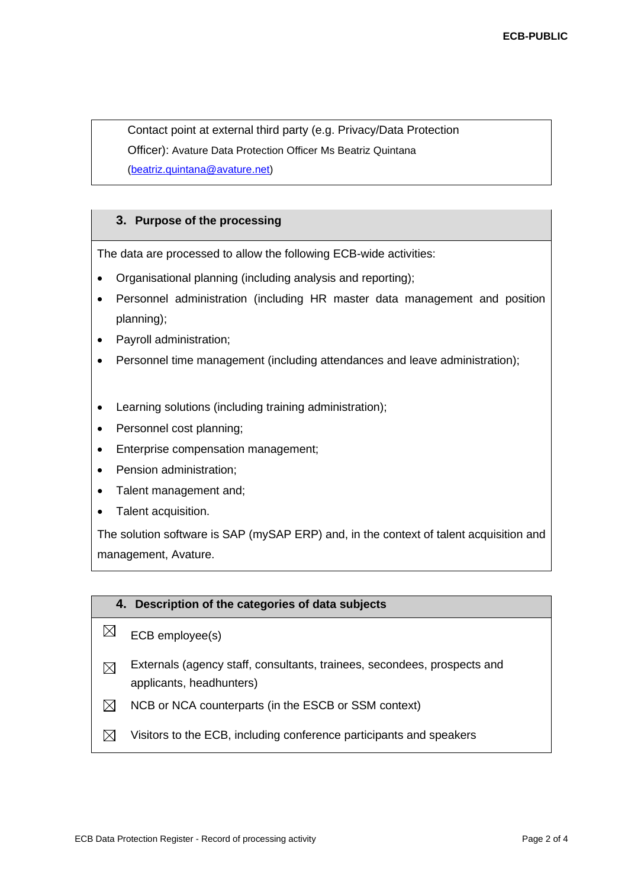Contact point at external third party (e.g. Privacy/Data Protection Officer): Avature Data Protection Officer Ms Beatriz Quintana (beatriz.quintana@avature.net)

## 3. Purpose of the processing

The data are processed to allow the following ECB-wide activities:

- Organisational planning (including analysis and reporting);
- Personnel administration (including HR master data management and position planning);
- Payroll administration;
- Personnel time management (including attendances and leave administration);
- Learning solutions (including training administration);
- Personnel cost planning;
- Enterprise compensation management;
- Pension administration;
- Talent management and;
- Talent acquisition.

The solution software is SAP (mySAP ERP) and, in the context of talent acquisition and management, Avature.

## 4. Description of the categories of data subjects

- ☒ ECB employee(s)
- ☒ Externals (agency staff, consultants, trainees, secondees, prospects and applicants, headhunters)
- ☒ NCB or NCA counterparts (in the ESCB or SSM context)
- ☒ Visitors to the ECB, including conference participants and speakers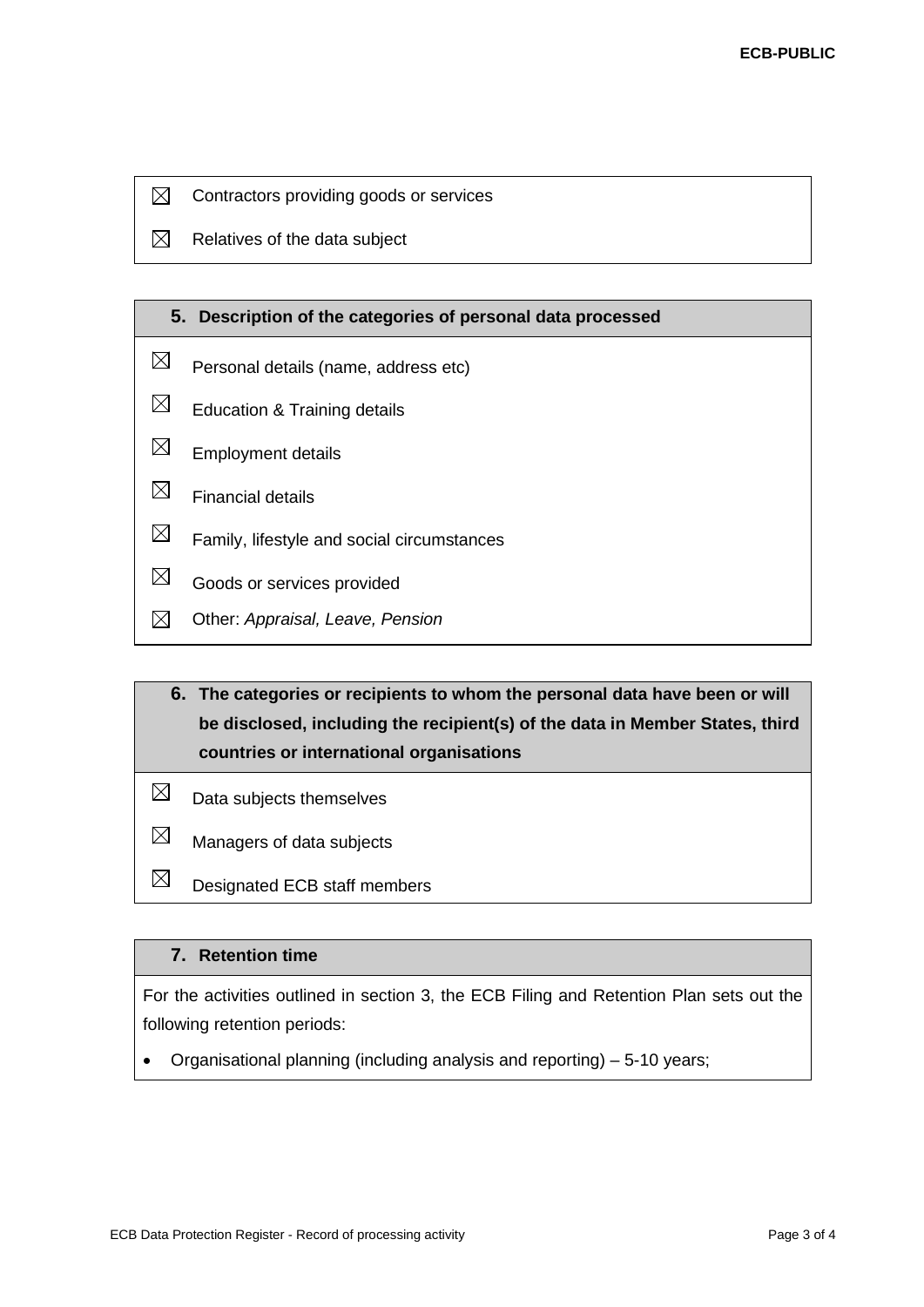- ☒ Contractors providing goods or services
- ☒ Relatives of the data subject

## 5. Description of the categories of personal data processed

- ☒ Personal details (name, address etc)
- ☒ Education & Training details
- ☒ Employment details
- ☒ Financial details
- ☒ Family, lifestyle and social circumstances
- ☒ Goods or services provided
- ☒ Other: *Appraisal, Leave, Pension*

## 6. The categories or recipients to whom the personal data have been or will be disclosed, including the recipient(s) of the data in Member States, third countries or international organisations

- ☒ Data subjects themselves
- ☒ Managers of data subjects
- ☒ Designated ECB staff members

## 7. Retention time

For the activities outlined in section 3, the ECB Filing and Retention Plan sets out the following retention periods:

- Organisational planning (including analysis and reporting) – 5-10 years;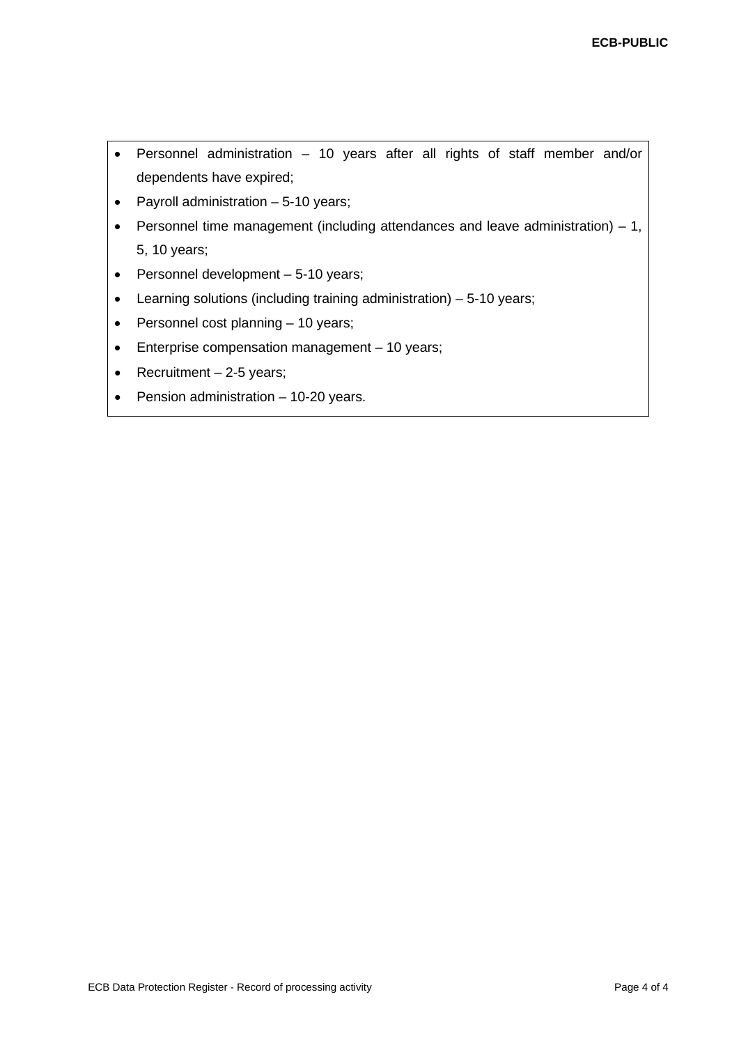- Personnel administration – 10 years after all rights of staff member and/or dependents have expired;
- Payroll administration – 5-10 years;
- Personnel time management (including attendances and leave administration) – 1, 5, 10 years;
- Personnel development – 5-10 years;
- Learning solutions (including training administration) – 5-10 years;
- Personnel cost planning – 10 years;
- Enterprise compensation management – 10 years;
- Recruitment – 2-5 years;
- Pension administration – 10-20 years.